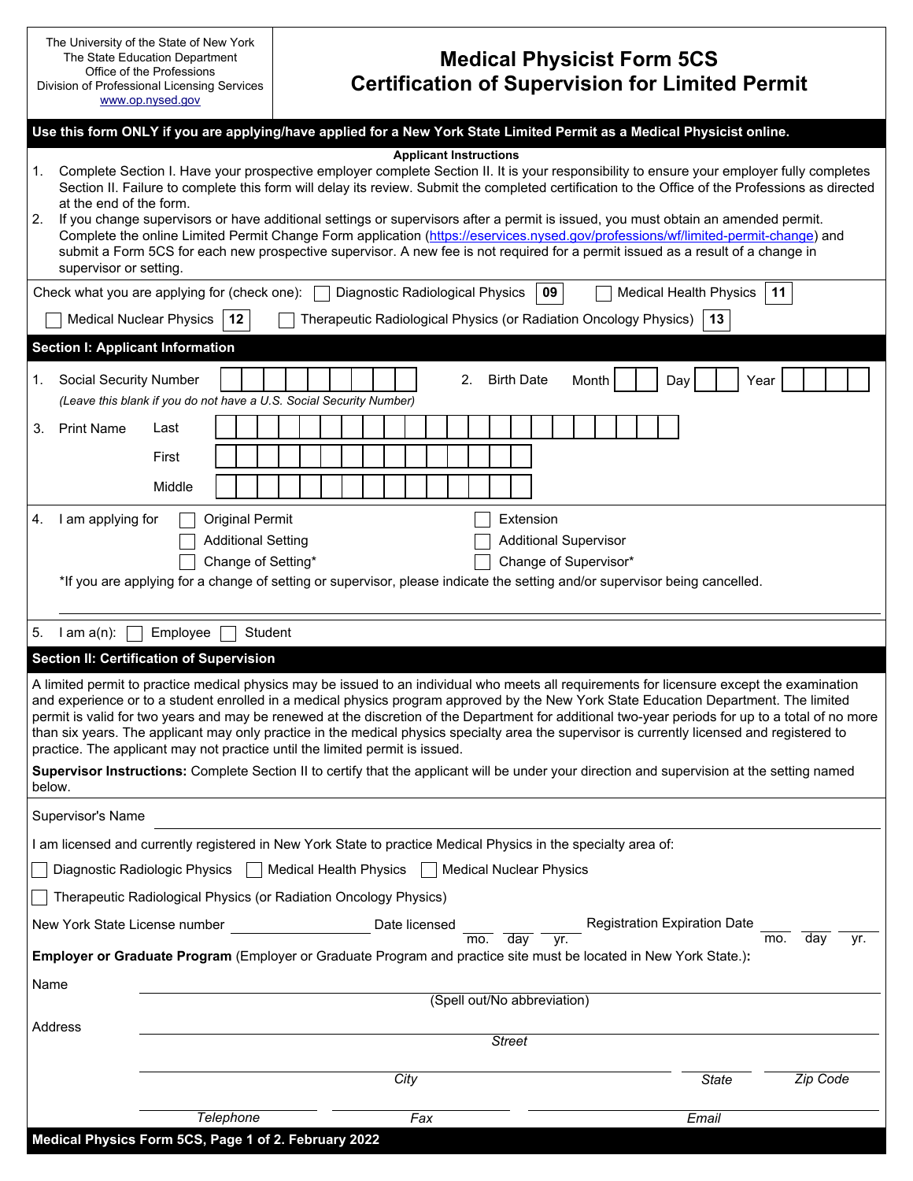The University of the State of New York
The State Education Department
Office of the Professions
Division of Professional Licensing Services
www.op.nysed.gov

# Medical Physicist Form 5CS
# Certification of Supervision for Limited Permit

**Use this form ONLY if you are applying/have applied for a New York State Limited Permit as a Medical Physicist online.**

**Applicant Instructions**

1. Complete Section I. Have your prospective employer complete Section II. It is your responsibility to ensure your employer fully completes Section II. Failure to complete this form will delay its review. Submit the completed certification to the Office of the Professions as directed at the end of the form.
2. If you change supervisors or have additional settings or supervisors after a permit is issued, you must obtain an amended permit. Complete the online Limited Permit Change Form application (https://eservices.nysed.gov/professions/wf/limited-permit-change) and submit a Form 5CS for each new prospective supervisor. A new fee is not required for a permit issued as a result of a change in supervisor or setting.

Check what you are applying for (check one): ☐ Diagnostic Radiological Physics **09** ☐ Medical Health Physics **11**
☐ Medical Nuclear Physics **12** ☐ Therapeutic Radiological Physics (or Radiation Oncology Physics) **13**

## Section I: Applicant Information

1. Social Security Number ______ 
   *(Leave this blank if you do not have a U.S. Social Security Number)*
2. Birth Date Month ____ Day ____ Year ______
3. Print Name
   - Last ______
   - First ______
   - Middle ______
4. I am applying for
   - ☐ Original Permit
   - ☐ Extension
   - ☐ Additional Setting
   - ☐ Additional Supervisor
   - ☐ Change of Setting*
   - ☐ Change of Supervisor*

   *If you are applying for a change of setting or supervisor, please indicate the setting and/or supervisor being cancelled.

   ______________________________

5. I am a(n): ☐ Employee ☐ Student

## Section II: Certification of Supervision

A limited permit to practice medical physics may be issued to an individual who meets all requirements for licensure except the examination and experience or to a student enrolled in a medical physics program approved by the New York State Education Department. The limited permit is valid for two years and may be renewed at the discretion of the Department for additional two-year periods for up to a total of no more than six years. The applicant may only practice in the medical physics specialty area the supervisor is currently licensed and registered to practice. The applicant may not practice until the limited permit is issued.

**Supervisor Instructions:** Complete Section II to certify that the applicant will be under your direction and supervision at the setting named below.

Supervisor's Name ______________________________

I am licensed and currently registered in New York State to practice Medical Physics in the specialty area of:

☐ Diagnostic Radiologic Physics ☐ Medical Health Physics ☐ Medical Nuclear Physics

☐ Therapeutic Radiological Physics (or Radiation Oncology Physics)

New York State License number ____________ Date licensed ____ ____ ____ (mo. day yr.) Registration Expiration Date ____ ____ ____ (mo. day yr.)

**Employer or Graduate Program** (Employer or Graduate Program and practice site must be located in New York State.)**:**

Name ______________________________
(Spell out/No abbreviation)

Address ______________________________
*Street*

______________________________ *City* ________ *State* ________ *Zip Code*

________ *Telephone* ________ *Fax* ________ *Email*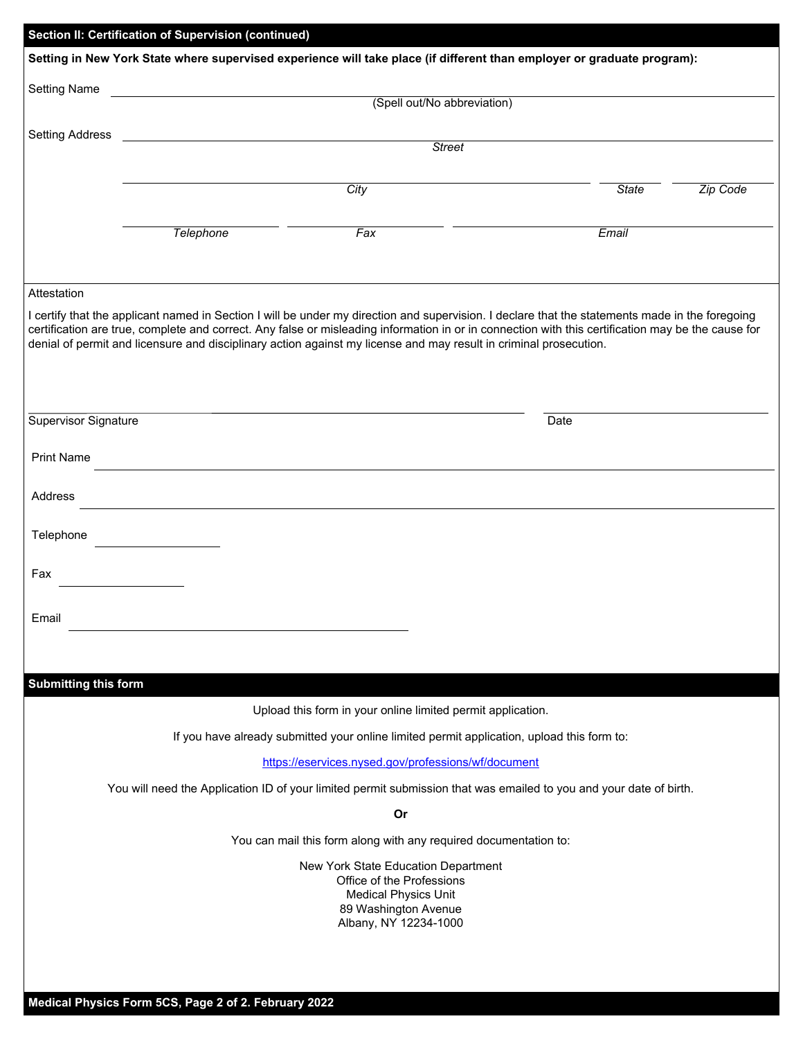## Section II: Certification of Supervision (continued)

**Setting in New York State where supervised experience will take place (if different than employer or graduate program):**

Setting Name ______________________________________________
(Spell out/No abbreviation)

Setting Address ______________________________________________
*Street*

______________________________ ________ ________
*City* *State* *Zip Code*

______________ ______________ ______________________
*Telephone* *Fax* *Email*

Attestation

I certify that the applicant named in Section I will be under my direction and supervision. I declare that the statements made in the foregoing certification are true, complete and correct. Any false or misleading information in or in connection with this certification may be the cause for denial of permit and licensure and disciplinary action against my license and may result in criminal prosecution.

______________________________________ ______________
Supervisor Signature Date

Print Name ______________________________________________

Address ______________________________________________

Telephone ______________

Fax ______________

Email ______________________________

## Submitting this form

Upload this form in your online limited permit application.

If you have already submitted your online limited permit application, upload this form to:

https://eservices.nysed.gov/professions/wf/document

You will need the Application ID of your limited permit submission that was emailed to you and your date of birth.

**Or**

You can mail this form along with any required documentation to:

New York State Education Department
Office of the Professions
Medical Physics Unit
89 Washington Avenue
Albany, NY 12234-1000